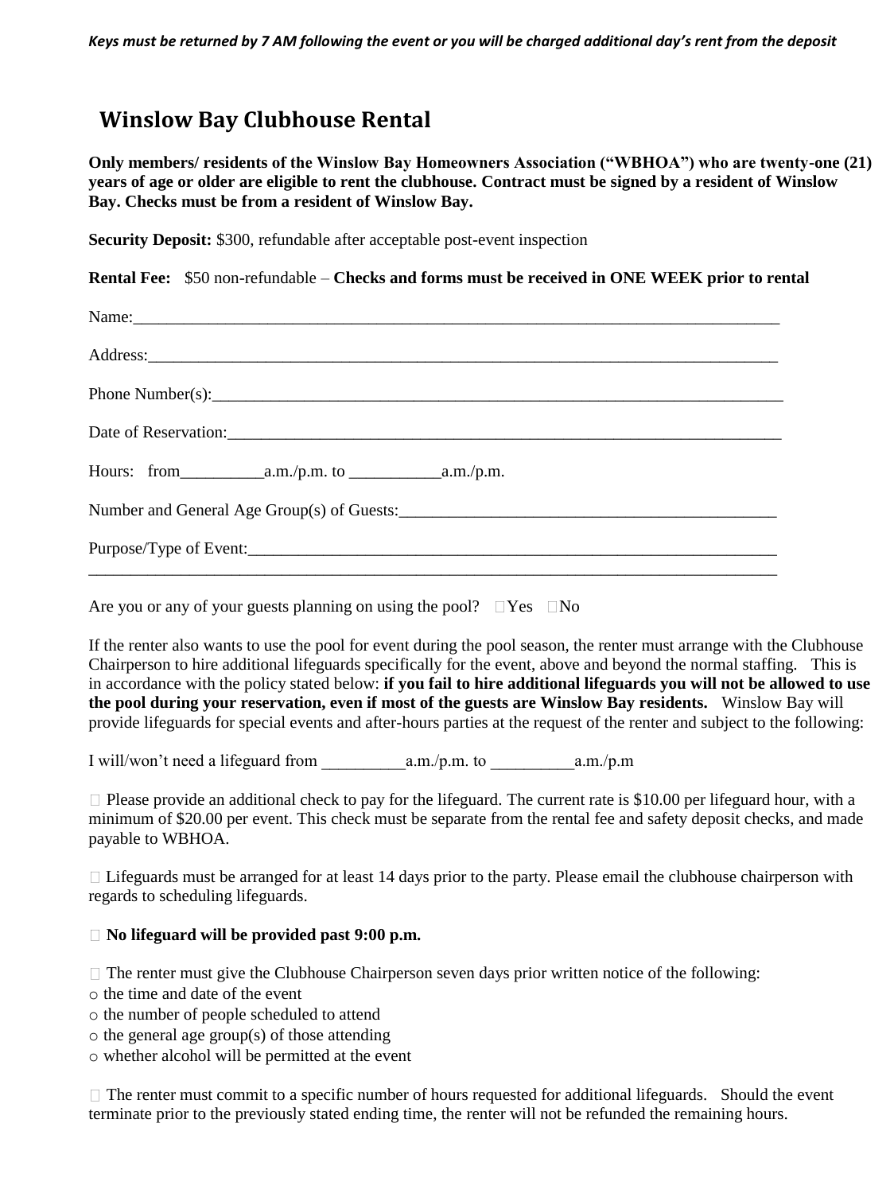*Keys must be returned by 7 AM following the event or you will be charged additional day's rent from the deposit*

# Winslow Bay Clubhouse Rental

**Only members/ residents of the Winslow Bay Homeowners Association ("WBHOA") who are twenty-one (21) years of age or older are eligible to rent the clubhouse. Contract must be signed by a resident of Winslow Bay. Checks must be from a resident of Winslow Bay.**

**Security Deposit:** $300, refundable after acceptable post-event inspection

**Rental Fee:** $50 non-refundable – **Checks and forms must be received in ONE WEEK prior to rental**

Name:_________________________________________________________________________________

Address:_______________________________________________________________________________

Phone Number(s):_______________________________________________________________________

Date of Reservation:____________________________________________________________________

Hours: from__________a.m./p.m. to ___________a.m./p.m.

Number and General Age Group(s) of Guests:_______________________________________________

Purpose/Type of Event:__________________________________________________________________
_______________________________________________________________________________________

Are you or any of your guests planning on using the pool? ☐Yes ☐No

If the renter also wants to use the pool for event during the pool season, the renter must arrange with the Clubhouse Chairperson to hire additional lifeguards specifically for the event, above and beyond the normal staffing. This is in accordance with the policy stated below: **if you fail to hire additional lifeguards you will not be allowed to use the pool during your reservation, even if most of the guests are Winslow Bay residents.** Winslow Bay will provide lifeguards for special events and after-hours parties at the request of the renter and subject to the following:

I will/won't need a lifeguard from __________a.m./p.m. to __________a.m./p.m

- Please provide an additional check to pay for the lifeguard. The current rate is $10.00 per lifeguard hour, with a minimum of $20.00 per event. This check must be separate from the rental fee and safety deposit checks, and made payable to WBHOA.

- Lifeguards must be arranged for at least 14 days prior to the party. Please email the clubhouse chairperson with regards to scheduling lifeguards.

- **No lifeguard will be provided past 9:00 p.m.**

- The renter must give the Clubhouse Chairperson seven days prior written notice of the following:
  - the time and date of the event
  - the number of people scheduled to attend
  - the general age group(s) of those attending
  - whether alcohol will be permitted at the event

- The renter must commit to a specific number of hours requested for additional lifeguards. Should the event terminate prior to the previously stated ending time, the renter will not be refunded the remaining hours.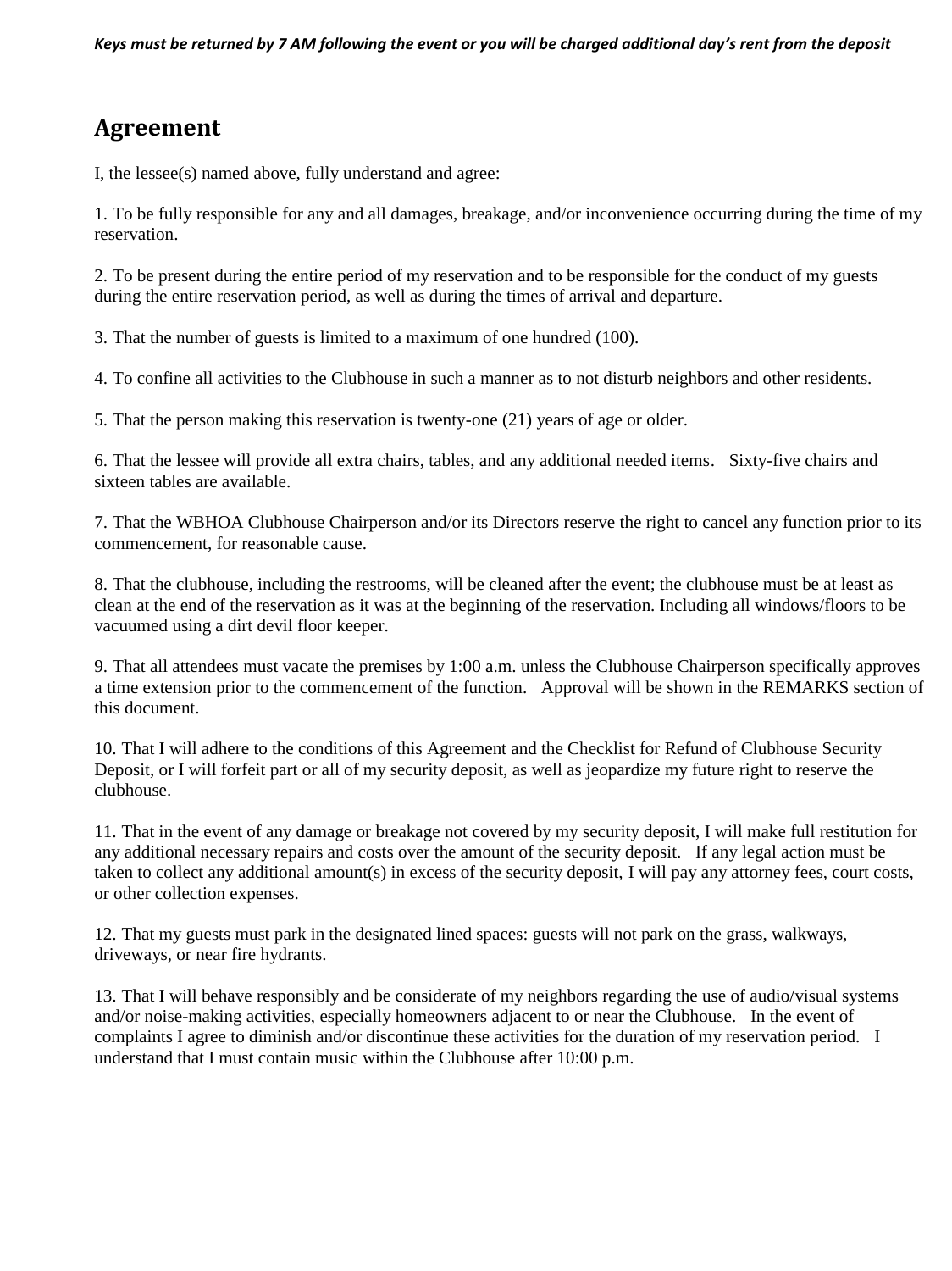***Keys must be returned by 7 AM following the event or you will be charged additional day's rent from the deposit***

## Agreement

I, the lessee(s) named above, fully understand and agree:

1. To be fully responsible for any and all damages, breakage, and/or inconvenience occurring during the time of my reservation.

2. To be present during the entire period of my reservation and to be responsible for the conduct of my guests during the entire reservation period, as well as during the times of arrival and departure.

3. That the number of guests is limited to a maximum of one hundred (100).

4. To confine all activities to the Clubhouse in such a manner as to not disturb neighbors and other residents.

5. That the person making this reservation is twenty-one (21) years of age or older.

6. That the lessee will provide all extra chairs, tables, and any additional needed items. Sixty-five chairs and sixteen tables are available.

7. That the WBHOA Clubhouse Chairperson and/or its Directors reserve the right to cancel any function prior to its commencement, for reasonable cause.

8. That the clubhouse, including the restrooms, will be cleaned after the event; the clubhouse must be at least as clean at the end of the reservation as it was at the beginning of the reservation. Including all windows/floors to be vacuumed using a dirt devil floor keeper.

9. That all attendees must vacate the premises by 1:00 a.m. unless the Clubhouse Chairperson specifically approves a time extension prior to the commencement of the function. Approval will be shown in the REMARKS section of this document.

10. That I will adhere to the conditions of this Agreement and the Checklist for Refund of Clubhouse Security Deposit, or I will forfeit part or all of my security deposit, as well as jeopardize my future right to reserve the clubhouse.

11. That in the event of any damage or breakage not covered by my security deposit, I will make full restitution for any additional necessary repairs and costs over the amount of the security deposit. If any legal action must be taken to collect any additional amount(s) in excess of the security deposit, I will pay any attorney fees, court costs, or other collection expenses.

12. That my guests must park in the designated lined spaces: guests will not park on the grass, walkways, driveways, or near fire hydrants.

13. That I will behave responsibly and be considerate of my neighbors regarding the use of audio/visual systems and/or noise-making activities, especially homeowners adjacent to or near the Clubhouse. In the event of complaints I agree to diminish and/or discontinue these activities for the duration of my reservation period. I understand that I must contain music within the Clubhouse after 10:00 p.m.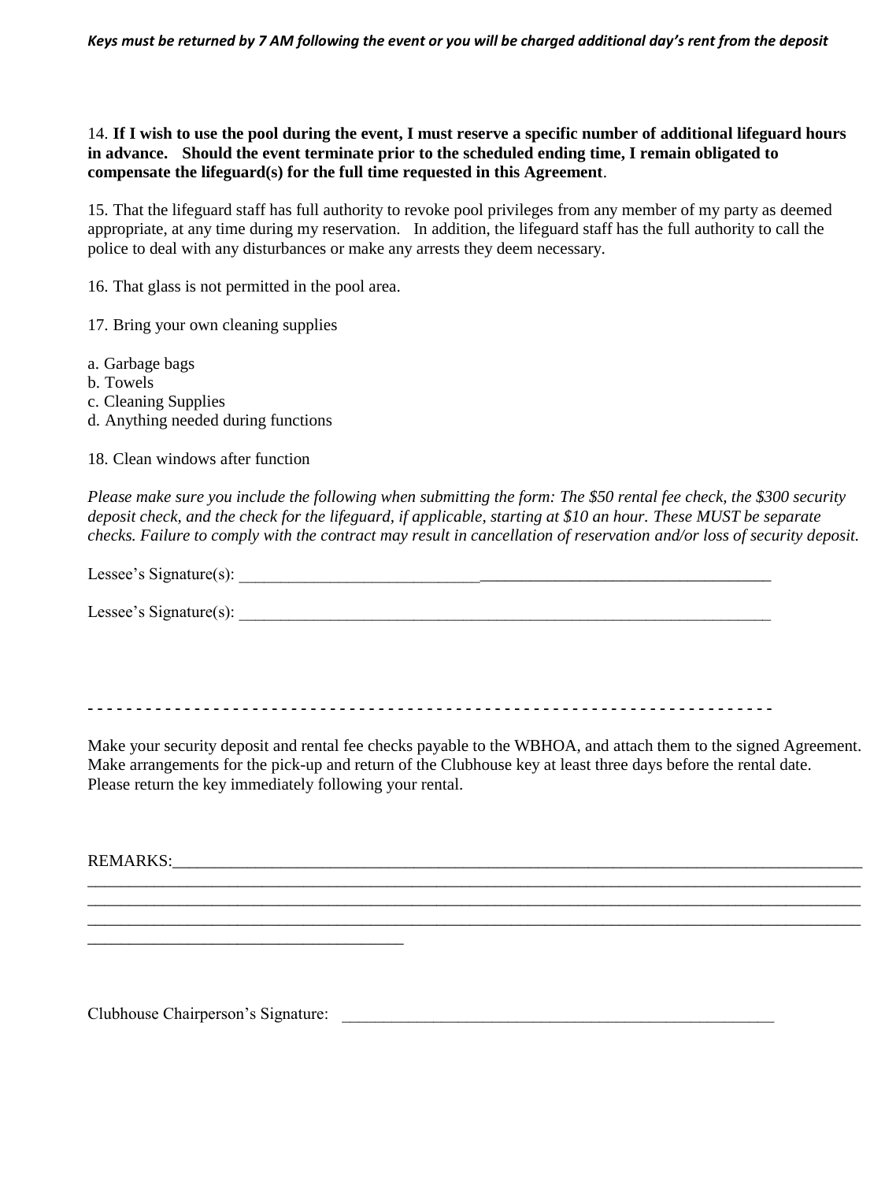*Keys must be returned by 7 AM following the event or you will be charged additional day's rent from the deposit*

14. **If I wish to use the pool during the event, I must reserve a specific number of additional lifeguard hours in advance. Should the event terminate prior to the scheduled ending time, I remain obligated to compensate the lifeguard(s) for the full time requested in this Agreement**.

15. That the lifeguard staff has full authority to revoke pool privileges from any member of my party as deemed appropriate, at any time during my reservation. In addition, the lifeguard staff has the full authority to call the police to deal with any disturbances or make any arrests they deem necessary.

16. That glass is not permitted in the pool area.

17. Bring your own cleaning supplies

a. Garbage bags
b. Towels
c. Cleaning Supplies
d. Anything needed during functions

18. Clean windows after function

*Please make sure you include the following when submitting the form: The $50 rental fee check, the $300 security deposit check, and the check for the lifeguard, if applicable, starting at $10 an hour. These MUST be separate checks. Failure to comply with the contract may result in cancellation of reservation and/or loss of security deposit.*

Lessee's Signature(s): _________________________________________________________________

Lessee's Signature(s): _________________________________________________________________

- - - - - - - - - - - - - - - - - - - - - - - - - - - - - - - - - - - - - - - - - - - - - - - - - - - - - - - - - - - - - - - - - - - -

Make your security deposit and rental fee checks payable to the WBHOA, and attach them to the signed Agreement. Make arrangements for the pick-up and return of the Clubhouse key at least three days before the rental date. Please return the key immediately following your rental.

REMARKS:_______________________________________________________________________________
_______________________________________________________________________________________
_______________________________________________________________________________________
_______________________________________________________________________________________
_____________________________________

Clubhouse Chairperson's Signature: _____________________________________________________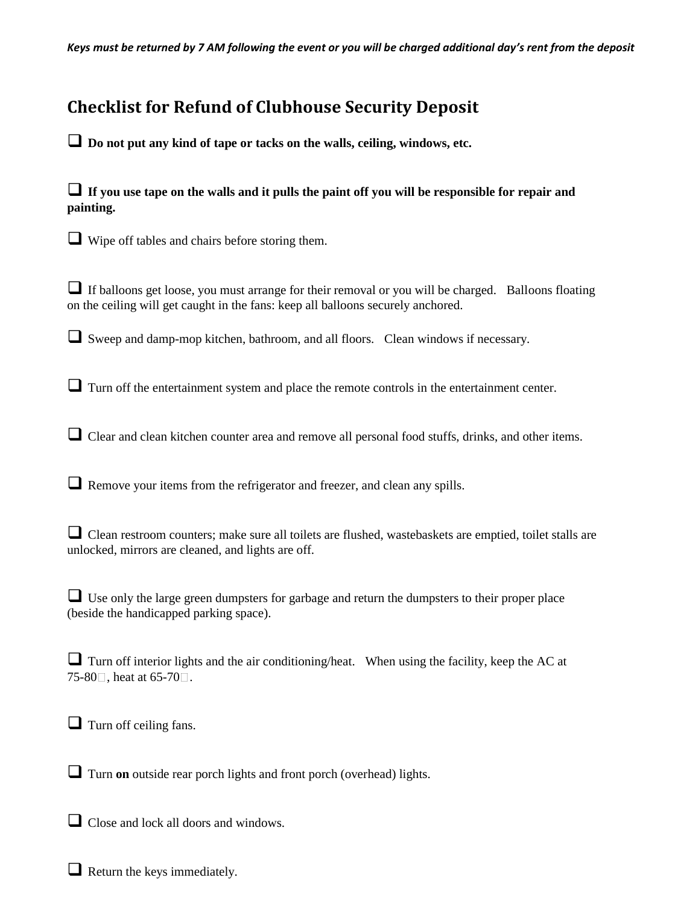*Keys must be returned by 7 AM following the event or you will be charged additional day's rent from the deposit*

## Checklist for Refund of Clubhouse Security Deposit

- ❑ **Do not put any kind of tape or tacks on the walls, ceiling, windows, etc.**
- ❑ **If you use tape on the walls and it pulls the paint off you will be responsible for repair and painting.**
- ❑ Wipe off tables and chairs before storing them.
- ❑ If balloons get loose, you must arrange for their removal or you will be charged. Balloons floating on the ceiling will get caught in the fans: keep all balloons securely anchored.
- ❑ Sweep and damp-mop kitchen, bathroom, and all floors. Clean windows if necessary.
- ❑ Turn off the entertainment system and place the remote controls in the entertainment center.
- ❑ Clear and clean kitchen counter area and remove all personal food stuffs, drinks, and other items.
- ❑ Remove your items from the refrigerator and freezer, and clean any spills.
- ❑ Clean restroom counters; make sure all toilets are flushed, wastebaskets are emptied, toilet stalls are unlocked, mirrors are cleaned, and lights are off.
- ❑ Use only the large green dumpsters for garbage and return the dumpsters to their proper place (beside the handicapped parking space).
- ❑ Turn off interior lights and the air conditioning/heat. When using the facility, keep the AC at 75-80, heat at 65-70.
- ❑ Turn off ceiling fans.
- ❑ Turn **on** outside rear porch lights and front porch (overhead) lights.
- ❑ Close and lock all doors and windows.
- ❑ Return the keys immediately.